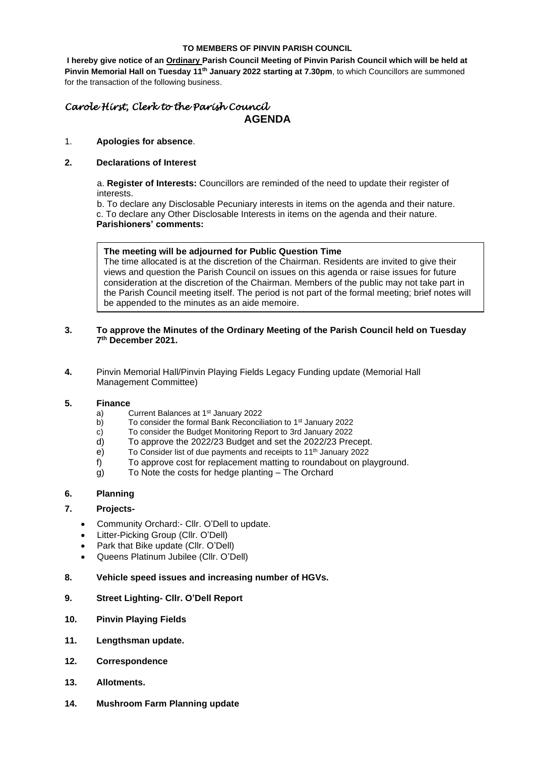**TO MEMBERS OF PINVIN PARISH COUNCIL**

**I hereby give notice of an Ordinary Parish Council Meeting of Pinvin Parish Council which will be held at Pinvin Memorial Hall on Tuesday 11th January 2022 starting at 7.30pm**, to which Councillors are summoned for the transaction of the following business.

*Carole Hirst, Clerk to the Parish Council*

# AGENDA

1. **Apologies for absence**.

2. **Declarations of Interest**

   a. **Register of Interests:** Councillors are reminded of the need to update their register of interests.
   b. To declare any Disclosable Pecuniary interests in items on the agenda and their nature.
   c. To declare any Other Disclosable Interests in items on the agenda and their nature.
   **Parishioners' comments:**

> **The meeting will be adjourned for Public Question Time**
> The time allocated is at the discretion of the Chairman. Residents are invited to give their views and question the Parish Council on issues on this agenda or raise issues for future consideration at the discretion of the Chairman. Members of the public may not take part in the Parish Council meeting itself. The period is not part of the formal meeting; brief notes will be appended to the minutes as an aide memoire.

3. **To approve the Minutes of the Ordinary Meeting of the Parish Council held on Tuesday 7th December 2021.**

4. Pinvin Memorial Hall/Pinvin Playing Fields Legacy Funding update (Memorial Hall Management Committee)

5. **Finance**
   a) Current Balances at 1st January 2022
   b) To consider the formal Bank Reconciliation to 1st January 2022
   c) To consider the Budget Monitoring Report to 3rd January 2022
   d) To approve the 2022/23 Budget and set the 2022/23 Precept.
   e) To Consider list of due payments and receipts to 11th January 2022
   f) To approve cost for replacement matting to roundabout on playground.
   g) To Note the costs for hedge planting – The Orchard

6. **Planning**

7. **Projects-**
   - Community Orchard:- Cllr. O'Dell to update.
   - Litter-Picking Group (Cllr. O'Dell)
   - Park that Bike update (Cllr. O'Dell)
   - Queens Platinum Jubilee (Cllr. O'Dell)

8. **Vehicle speed issues and increasing number of HGVs.**

9. **Street Lighting- Cllr. O'Dell Report**

10. **Pinvin Playing Fields**

11. **Lengthsman update.**

12. **Correspondence**

13. **Allotments.**

14. **Mushroom Farm Planning update**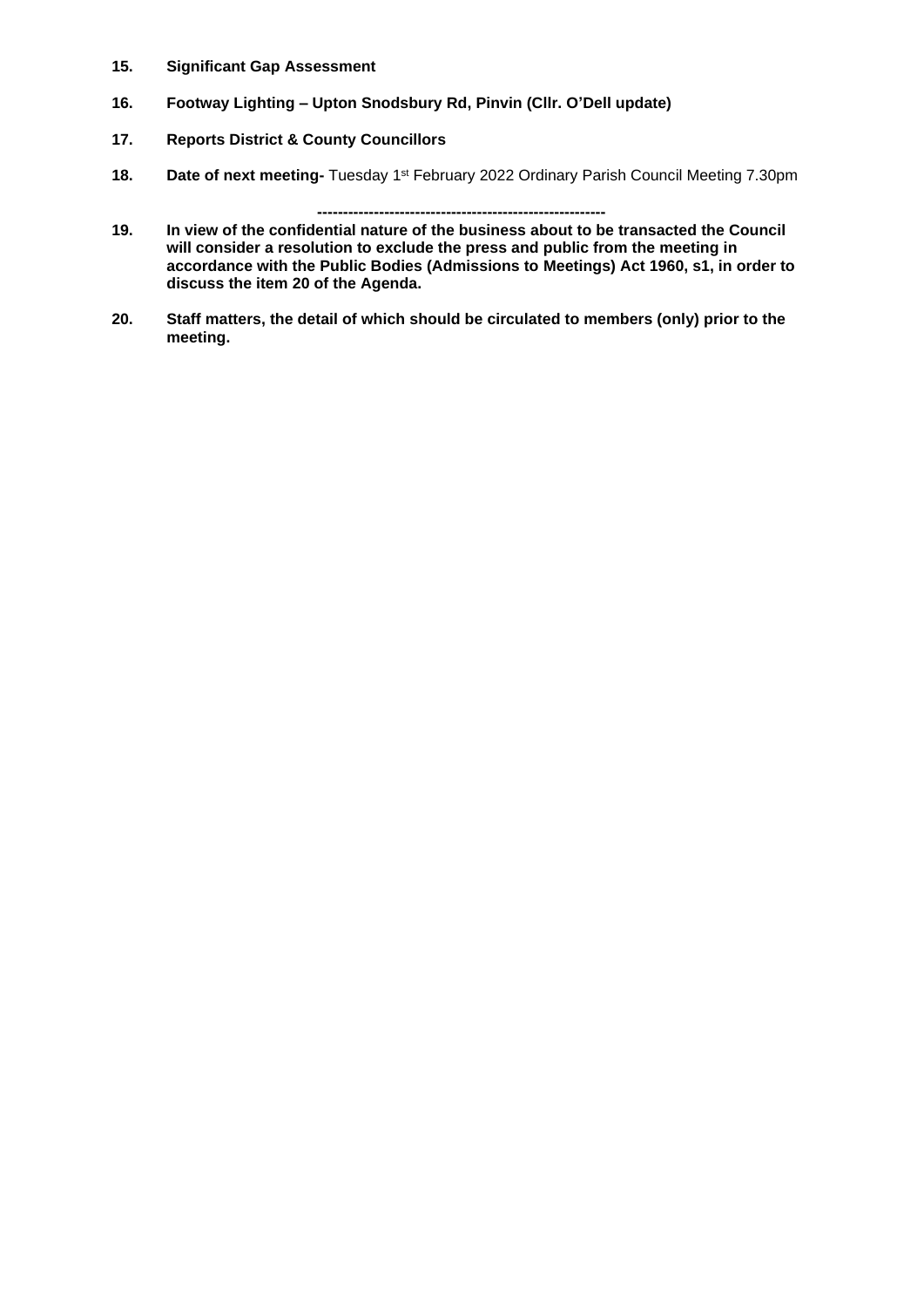**15. Significant Gap Assessment**

**16. Footway Lighting – Upton Snodsbury Rd, Pinvin (Cllr. O'Dell update)**

**17. Reports District & County Councillors**

**18. Date of next meeting-** Tuesday 1st February 2022 Ordinary Parish Council Meeting 7.30pm

---------------------------------------------------------

**19. In view of the confidential nature of the business about to be transacted the Council will consider a resolution to exclude the press and public from the meeting in accordance with the Public Bodies (Admissions to Meetings) Act 1960, s1, in order to discuss the item 20 of the Agenda.**

**20. Staff matters, the detail of which should be circulated to members (only) prior to the meeting.**